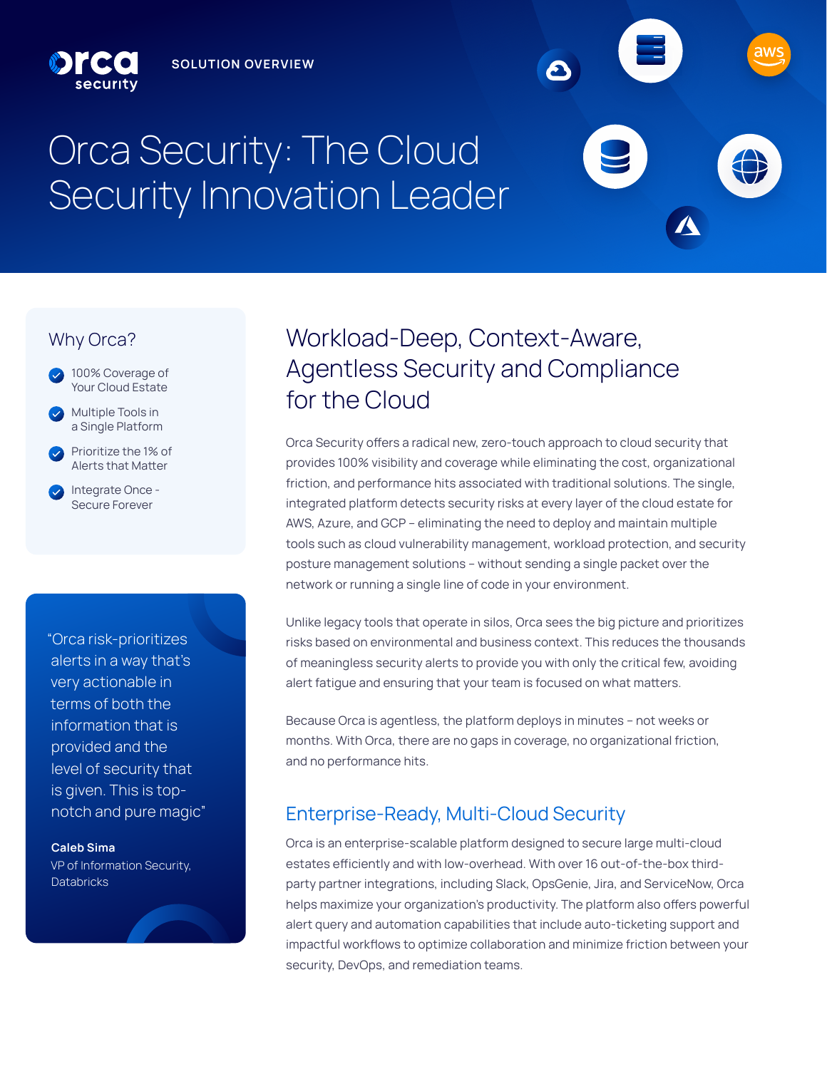SOLUTION OVERVIEW

# Orca Security: The Cloud Security Innovation Leader

## Why Orca?

- 100% Coverage of Your Cloud Estate
- Multiple Tools in a Single Platform
- Prioritize the 1% of Alerts that Matter
- Integrate Once - Secure Forever

> "Orca risk-prioritizes alerts in a way that's very actionable in terms of both the information that is provided and the level of security that is given. This is top-notch and pure magic"
>
> **Caleb Sima**
> VP of Information Security, Databricks

## Workload-Deep, Context-Aware, Agentless Security and Compliance for the Cloud

Orca Security offers a radical new, zero-touch approach to cloud security that provides 100% visibility and coverage while eliminating the cost, organizational friction, and performance hits associated with traditional solutions. The single, integrated platform detects security risks at every layer of the cloud estate for AWS, Azure, and GCP – eliminating the need to deploy and maintain multiple tools such as cloud vulnerability management, workload protection, and security posture management solutions – without sending a single packet over the network or running a single line of code in your environment.

Unlike legacy tools that operate in silos, Orca sees the big picture and prioritizes risks based on environmental and business context. This reduces the thousands of meaningless security alerts to provide you with only the critical few, avoiding alert fatigue and ensuring that your team is focused on what matters.

Because Orca is agentless, the platform deploys in minutes – not weeks or months. With Orca, there are no gaps in coverage, no organizational friction, and no performance hits.

## Enterprise-Ready, Multi-Cloud Security

Orca is an enterprise-scalable platform designed to secure large multi-cloud estates efficiently and with low-overhead. With over 16 out-of-the-box third-party partner integrations, including Slack, OpsGenie, Jira, and ServiceNow, Orca helps maximize your organization's productivity. The platform also offers powerful alert query and automation capabilities that include auto-ticketing support and impactful workflows to optimize collaboration and minimize friction between your security, DevOps, and remediation teams.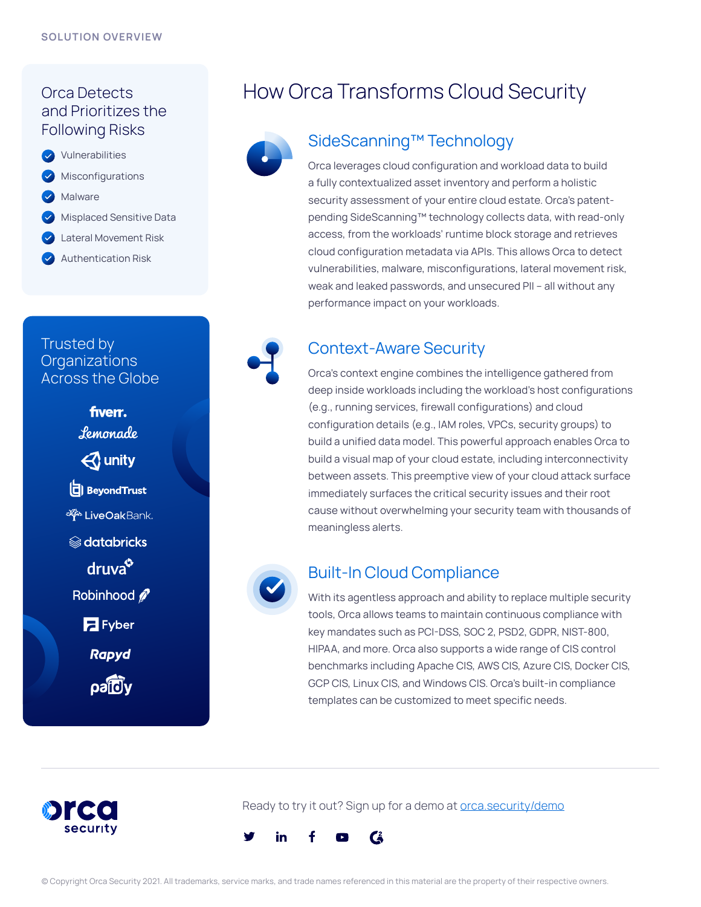SOLUTION OVERVIEW

## Orca Detects and Prioritizes the Following Risks

- Vulnerabilities
- Misconfigurations
- Malware
- Misplaced Sensitive Data
- Lateral Movement Risk
- Authentication Risk

## Trusted by Organizations Across the Globe

fiverr.
Lemonade
unity
BeyondTrust
LiveOakBank.
databricks
druva
Robinhood
Fyber
Rapyd
paidy

# How Orca Transforms Cloud Security

## SideScanning™ Technology

Orca leverages cloud configuration and workload data to build a fully contextualized asset inventory and perform a holistic security assessment of your entire cloud estate. Orca's patent-pending SideScanning™ technology collects data, with read-only access, from the workloads' runtime block storage and retrieves cloud configuration metadata via APIs. This allows Orca to detect vulnerabilities, malware, misconfigurations, lateral movement risk, weak and leaked passwords, and unsecured PII – all without any performance impact on your workloads.

## Context-Aware Security

Orca's context engine combines the intelligence gathered from deep inside workloads including the workload's host configurations (e.g., running services, firewall configurations) and cloud configuration details (e.g., IAM roles, VPCs, security groups) to build a unified data model. This powerful approach enables Orca to build a visual map of your cloud estate, including interconnectivity between assets. This preemptive view of your cloud attack surface immediately surfaces the critical security issues and their root cause without overwhelming your security team with thousands of meaningless alerts.

## Built-In Cloud Compliance

With its agentless approach and ability to replace multiple security tools, Orca allows teams to maintain continuous compliance with key mandates such as PCI-DSS, SOC 2, PSD2, GDPR, NIST-800, HIPAA, and more. Orca also supports a wide range of CIS control benchmarks including Apache CIS, AWS CIS, Azure CIS, Docker CIS, GCP CIS, Linux CIS, and Windows CIS. Orca's built-in compliance templates can be customized to meet specific needs.

orca security

Ready to try it out? Sign up for a demo at orca.security/demo

© Copyright Orca Security 2021. All trademarks, service marks, and trade names referenced in this material are the property of their respective owners.